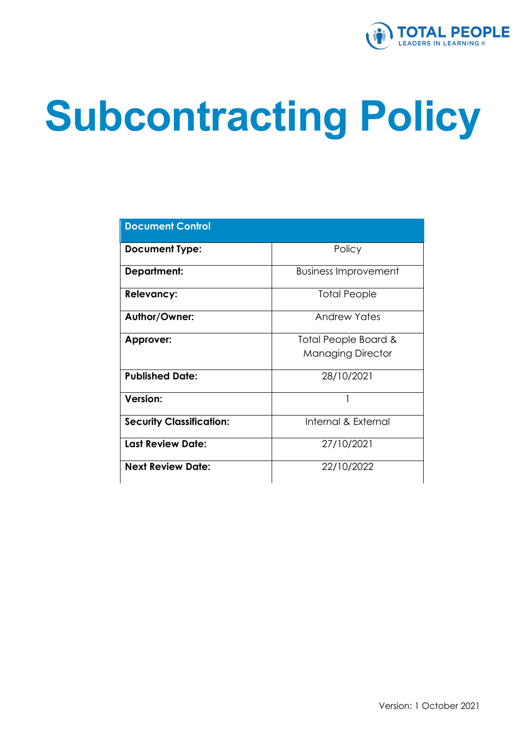# Subcontracting Policy

| Document Control | |
|---|---|
| **Document Type:** | Policy |
| **Department:** | Business Improvement |
| **Relevancy:** | Total People |
| **Author/Owner:** | Andrew Yates |
| **Approver:** | Total People Board & Managing Director |
| **Published Date:** | 28/10/2021 |
| **Version:** | 1 |
| **Security Classification:** | Internal & External |
| **Last Review Date:** | 27/10/2021 |
| **Next Review Date:** | 22/10/2022 |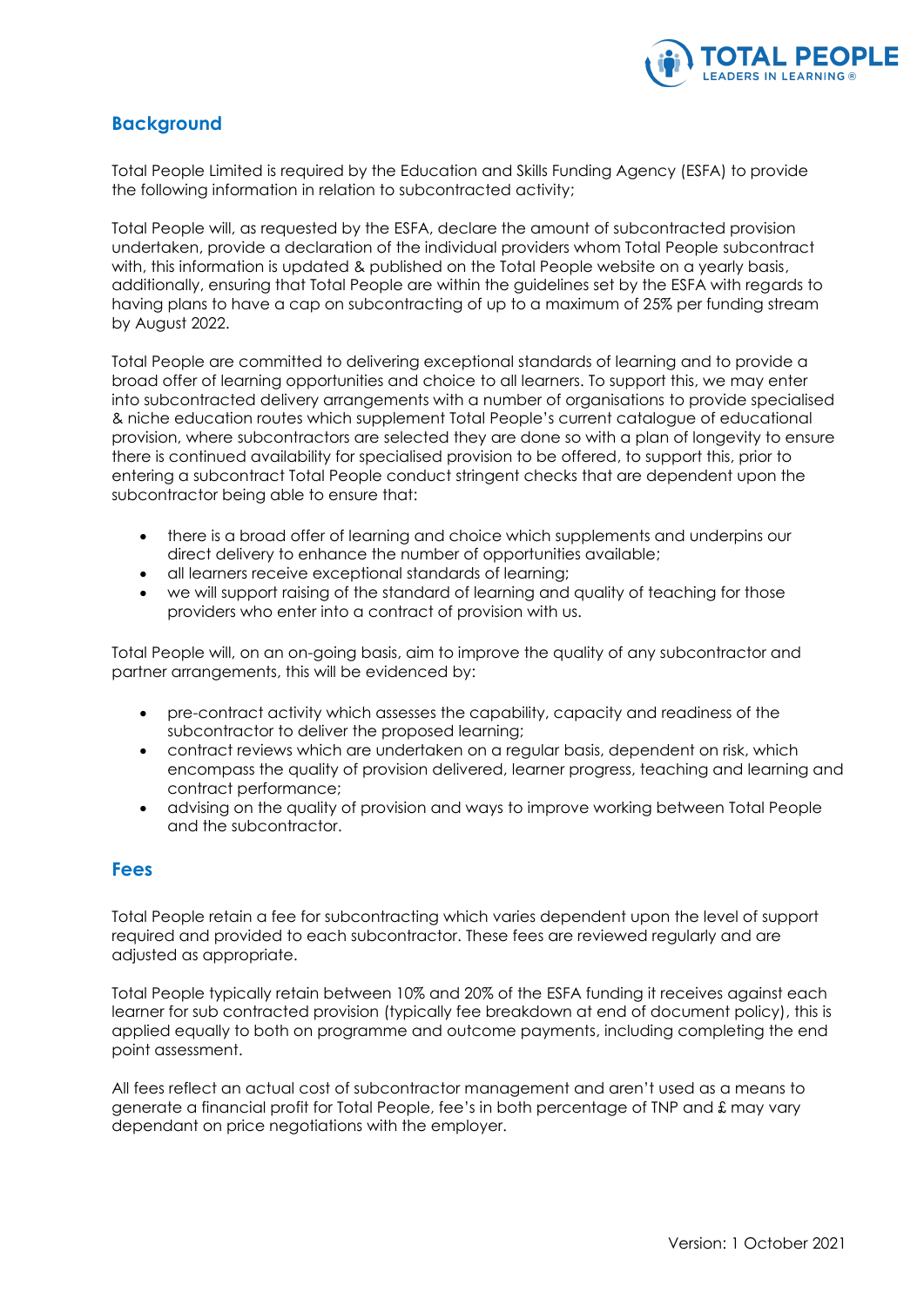## Background

Total People Limited is required by the Education and Skills Funding Agency (ESFA) to provide the following information in relation to subcontracted activity;

Total People will, as requested by the ESFA, declare the amount of subcontracted provision undertaken, provide a declaration of the individual providers whom Total People subcontract with, this information is updated & published on the Total People website on a yearly basis, additionally, ensuring that Total People are within the guidelines set by the ESFA with regards to having plans to have a cap on subcontracting of up to a maximum of 25% per funding stream by August 2022.

Total People are committed to delivering exceptional standards of learning and to provide a broad offer of learning opportunities and choice to all learners. To support this, we may enter into subcontracted delivery arrangements with a number of organisations to provide specialised & niche education routes which supplement Total People's current catalogue of educational provision, where subcontractors are selected they are done so with a plan of longevity to ensure there is continued availability for specialised provision to be offered, to support this, prior to entering a subcontract Total People conduct stringent checks that are dependent upon the subcontractor being able to ensure that:

- there is a broad offer of learning and choice which supplements and underpins our direct delivery to enhance the number of opportunities available;
- all learners receive exceptional standards of learning;
- we will support raising of the standard of learning and quality of teaching for those providers who enter into a contract of provision with us.

Total People will, on an on-going basis, aim to improve the quality of any subcontractor and partner arrangements, this will be evidenced by:

- pre-contract activity which assesses the capability, capacity and readiness of the subcontractor to deliver the proposed learning;
- contract reviews which are undertaken on a regular basis, dependent on risk, which encompass the quality of provision delivered, learner progress, teaching and learning and contract performance;
- advising on the quality of provision and ways to improve working between Total People and the subcontractor.

## Fees

Total People retain a fee for subcontracting which varies dependent upon the level of support required and provided to each subcontractor. These fees are reviewed regularly and are adjusted as appropriate.

Total People typically retain between 10% and 20% of the ESFA funding it receives against each learner for sub contracted provision (typically fee breakdown at end of document policy), this is applied equally to both on programme and outcome payments, including completing the end point assessment.

All fees reflect an actual cost of subcontractor management and aren't used as a means to generate a financial profit for Total People, fee's in both percentage of TNP and £ may vary dependant on price negotiations with the employer.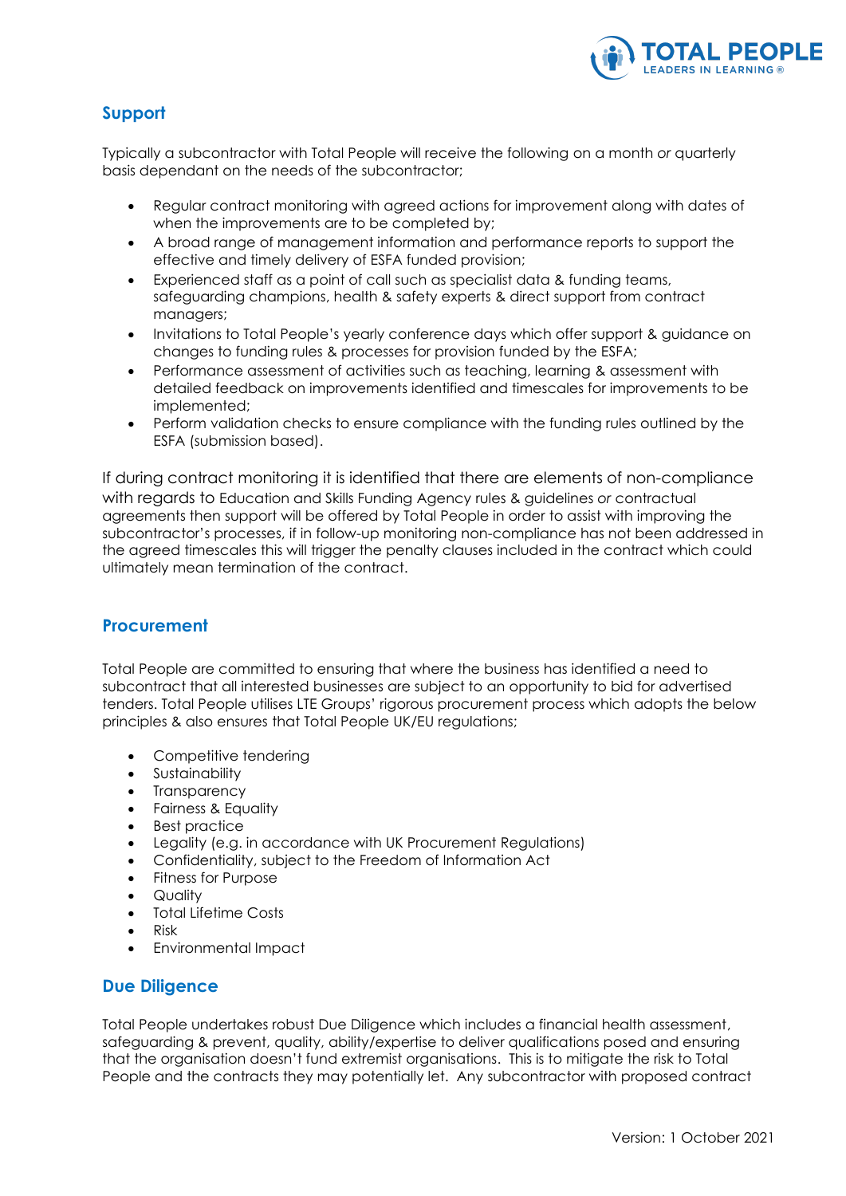## Support

Typically a subcontractor with Total People will receive the following on a month *or* quarterly basis dependant on the needs of the subcontractor;

- Regular contract monitoring with agreed actions for improvement along with dates of when the improvements are to be completed by;
- A broad range of management information and performance reports to support the effective and timely delivery of ESFA funded provision;
- Experienced staff as a point of call such as specialist data & funding teams, safeguarding champions, health & safety experts & direct support from contract managers;
- Invitations to Total People's yearly conference days which offer support & guidance on changes to funding rules & processes for provision funded by the ESFA;
- Performance assessment of activities such as teaching, learning & assessment with detailed feedback on improvements identified and timescales for improvements to be implemented;
- Perform validation checks to ensure compliance with the funding rules outlined by the ESFA (submission based).

If during contract monitoring it is identified that there are elements of non-compliance with regards to Education and Skills Funding Agency rules & guidelines *or* contractual agreements then support will be offered by Total People in order to assist with improving the subcontractor's processes, if in follow-up monitoring non-compliance has not been addressed in the agreed timescales this will trigger the penalty clauses included in the contract which could ultimately mean termination of the contract.

## Procurement

Total People are committed to ensuring that where the business has identified a need to subcontract that all interested businesses are subject to an opportunity to bid for advertised tenders. Total People utilises LTE Groups' rigorous procurement process which adopts the below principles & also ensures that Total People UK/EU regulations;

- Competitive tendering
- Sustainability
- Transparency
- Fairness & Equality
- Best practice
- Legality (e.g. in accordance with UK Procurement Regulations)
- Confidentiality, subject to the Freedom of Information Act
- Fitness for Purpose
- Quality
- Total Lifetime Costs
- Risk
- Environmental Impact

## Due Diligence

Total People undertakes robust Due Diligence which includes a financial health assessment, safeguarding & prevent, quality, ability/expertise to deliver qualifications posed and ensuring that the organisation doesn't fund extremist organisations. This is to mitigate the risk to Total People and the contracts they may potentially let. Any subcontractor with proposed contract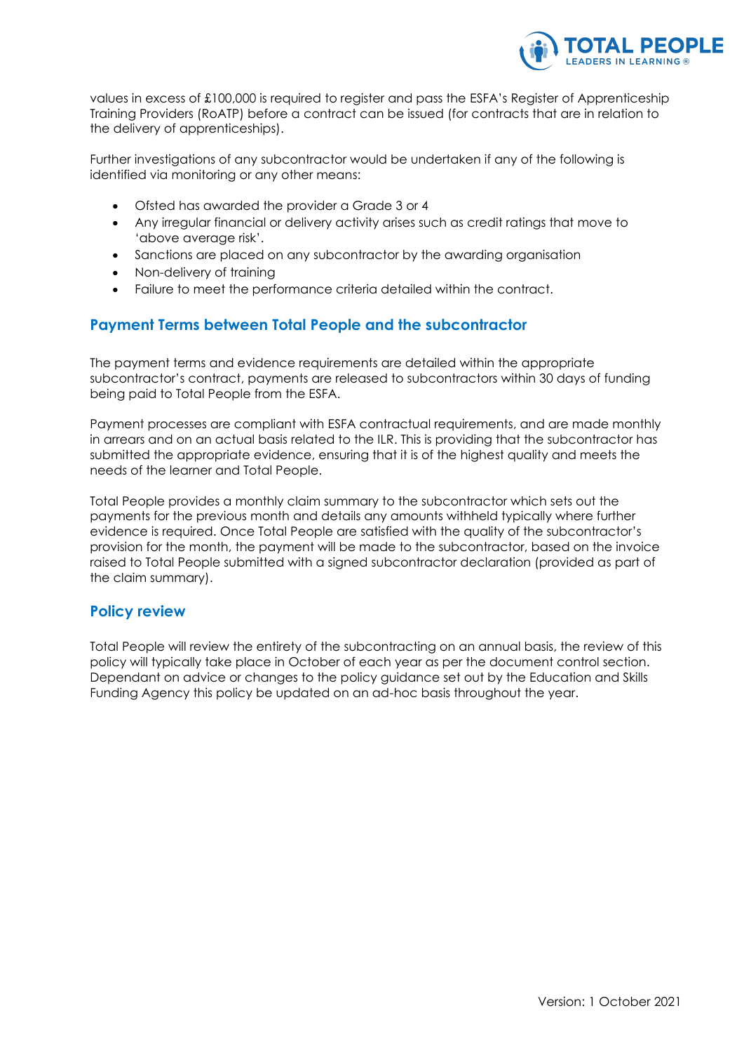values in excess of £100,000 is required to register and pass the ESFA's Register of Apprenticeship Training Providers (RoATP) before a contract can be issued (for contracts that are in relation to the delivery of apprenticeships).

Further investigations of any subcontractor would be undertaken if any of the following is identified via monitoring or any other means:

- Ofsted has awarded the provider a Grade 3 or 4
- Any irregular financial or delivery activity arises such as credit ratings that move to 'above average risk'.
- Sanctions are placed on any subcontractor by the awarding organisation
- Non-delivery of training
- Failure to meet the performance criteria detailed within the contract.

## Payment Terms between Total People and the subcontractor

The payment terms and evidence requirements are detailed within the appropriate subcontractor's contract, payments are released to subcontractors within 30 days of funding being paid to Total People from the ESFA.

Payment processes are compliant with ESFA contractual requirements, and are made monthly in arrears and on an actual basis related to the ILR. This is providing that the subcontractor has submitted the appropriate evidence, ensuring that it is of the highest quality and meets the needs of the learner and Total People.

Total People provides a monthly claim summary to the subcontractor which sets out the payments for the previous month and details any amounts withheld typically where further evidence is required. Once Total People are satisfied with the quality of the subcontractor's provision for the month, the payment will be made to the subcontractor, based on the invoice raised to Total People submitted with a signed subcontractor declaration (provided as part of the claim summary).

## Policy review

Total People will review the entirety of the subcontracting on an annual basis, the review of this policy will typically take place in October of each year as per the document control section. Dependant on advice or changes to the policy guidance set out by the Education and Skills Funding Agency this policy be updated on an ad-hoc basis throughout the year.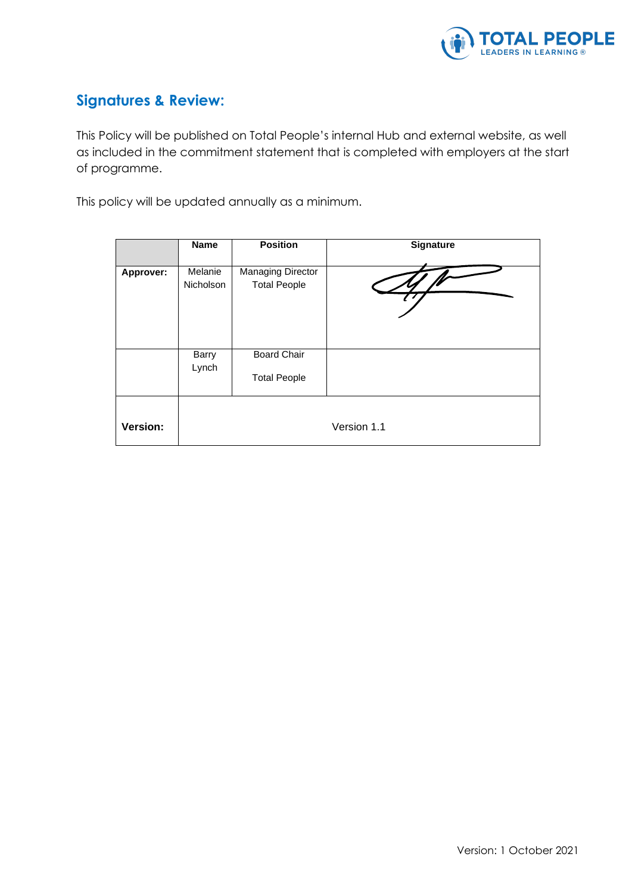## Signatures & Review:

This Policy will be published on Total People's internal Hub and external website, as well as included in the commitment statement that is completed with employers at the start of programme.

This policy will be updated annually as a minimum.

| | Name | Position | Signature |
|---|---|---|---|
| **Approver:** | Melanie Nicholson | Managing Director Total People | |
| | Barry Lynch | Board Chair Total People | |
| **Version:** | Version 1.1 | | |

Version: 1 October 2021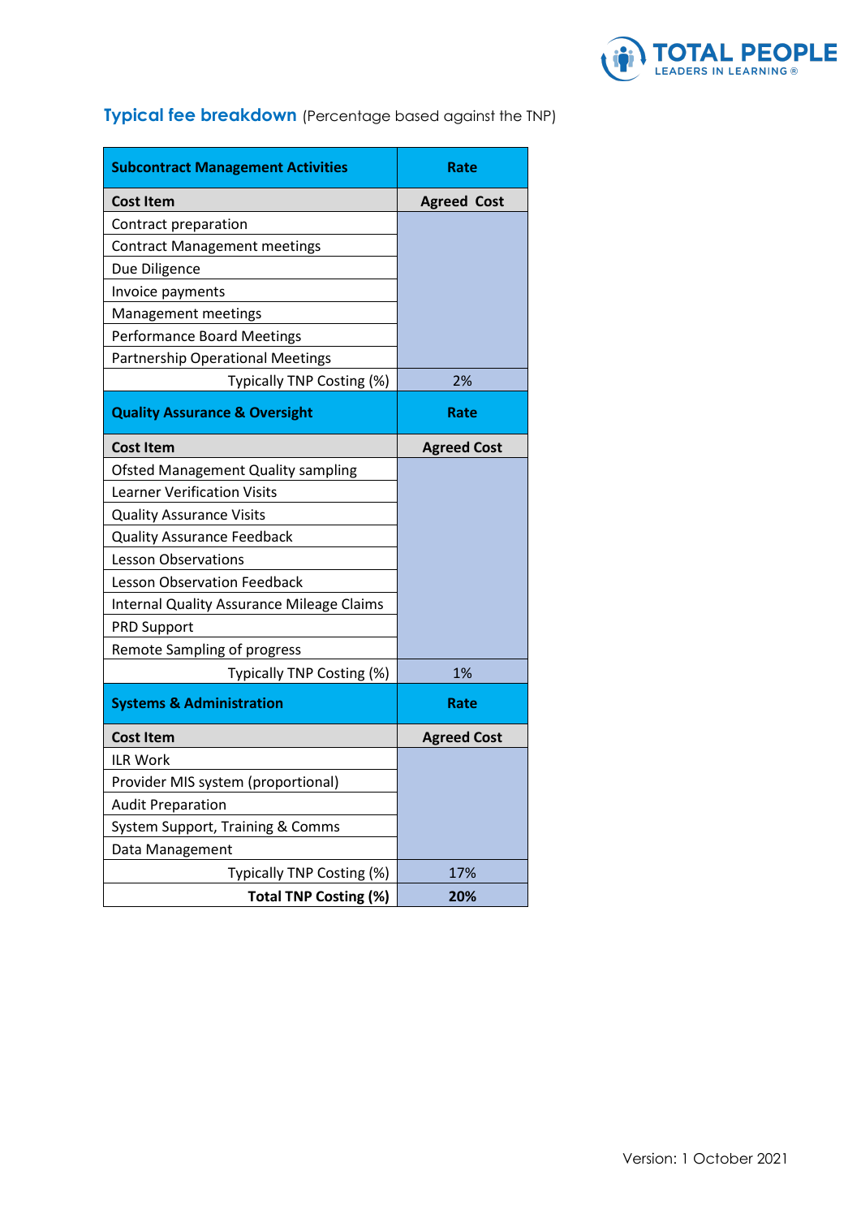## Typical fee breakdown (Percentage based against the TNP)

| Subcontract Management Activities | Rate |
|---|---|
| **Cost Item** | **Agreed Cost** |
| Contract preparation | |
| Contract Management meetings | |
| Due Diligence | |
| Invoice payments | |
| Management meetings | |
| Performance Board Meetings | |
| Partnership Operational Meetings | |
| Typically TNP Costing (%) | 2% |
| **Quality Assurance & Oversight** | **Rate** |
| **Cost Item** | **Agreed Cost** |
| Ofsted Management Quality sampling | |
| Learner Verification Visits | |
| Quality Assurance Visits | |
| Quality Assurance Feedback | |
| Lesson Observations | |
| Lesson Observation Feedback | |
| Internal Quality Assurance Mileage Claims | |
| PRD Support | |
| Remote Sampling of progress | |
| Typically TNP Costing (%) | 1% |
| **Systems & Administration** | **Rate** |
| **Cost Item** | **Agreed Cost** |
| ILR Work | |
| Provider MIS system (proportional) | |
| Audit Preparation | |
| System Support, Training & Comms | |
| Data Management | |
| Typically TNP Costing (%) | 17% |
| **Total TNP Costing (%)** | **20%** |

Version: 1 October 2021